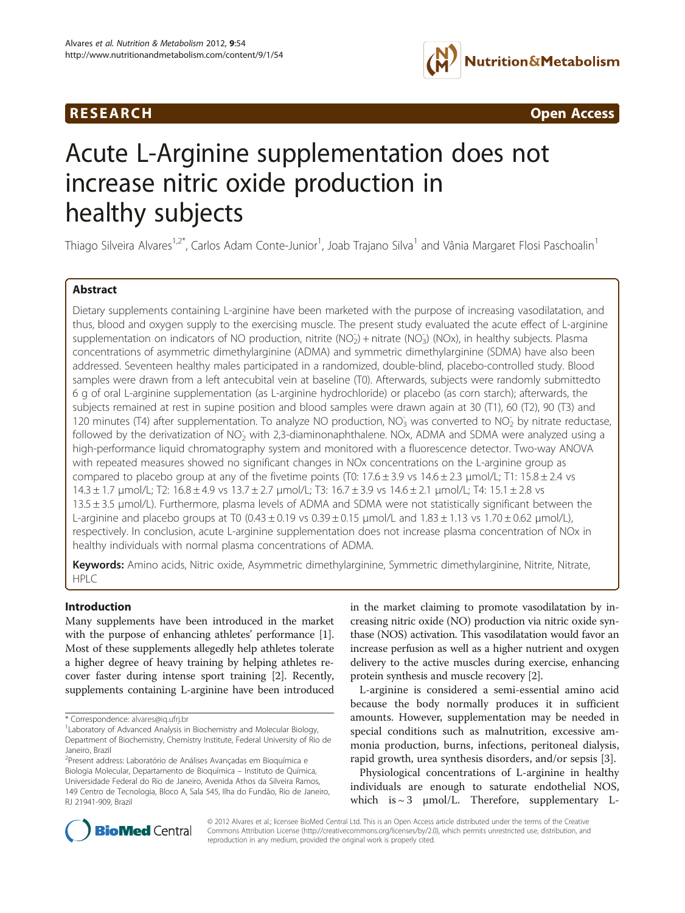RESEARCH Open Access

# Acute L-Arginine supplementation does not increase nitric oxide production in healthy subjects

Thiago Silveira Alvares[1,2*], Carlos Adam Conte-Junior[1], Joab Trajano Silva[1] and Vânia Margaret Flosi Paschoalin[1]

## Abstract

Dietary supplements containing L-arginine have been marketed with the purpose of increasing vasodilatation, and thus, blood and oxygen supply to the exercising muscle. The present study evaluated the acute effect of L-arginine supplementation on indicators of NO production, nitrite ($NO_2^-$) + nitrate ($NO_3^-$) (NOx), in healthy subjects. Plasma concentrations of asymmetric dimethylarginine (ADMA) and symmetric dimethylarginine (SDMA) have also been addressed. Seventeen healthy males participated in a randomized, double-blind, placebo-controlled study. Blood samples were drawn from a left antecubital vein at baseline (T0). Afterwards, subjects were randomly submittedto 6 g of oral L-arginine supplementation (as L-arginine hydrochloride) or placebo (as corn starch); afterwards, the subjects remained at rest in supine position and blood samples were drawn again at 30 (T1), 60 (T2), 90 (T3) and 120 minutes (T4) after supplementation. To analyze NO production, $NO_3$ was converted to $NO_2^-$ by nitrate reductase, followed by the derivatization of $NO_2^-$ with 2,3-diaminonaphthalene. NOx, ADMA and SDMA were analyzed using a high-performance liquid chromatography system and monitored with a fluorescence detector. Two-way ANOVA with repeated measures showed no significant changes in NOx concentrations on the L-arginine group as compared to placebo group at any of the fivetime points (T0: 17.6 ± 3.9 vs 14.6 ± 2.3 μmol/L; T1: 15.8 ± 2.4 vs 14.3 ± 1.7 μmol/L; T2: 16.8 ± 4.9 vs 13.7 ± 2.7 μmol/L; T3: 16.7 ± 3.9 vs 14.6 ± 2.1 μmol/L; T4: 15.1 ± 2.8 vs 13.5 ± 3.5 μmol/L). Furthermore, plasma levels of ADMA and SDMA were not statistically significant between the L-arginine and placebo groups at T0 (0.43 ± 0.19 vs 0.39 ± 0.15 μmol/L and 1.83 ± 1.13 vs 1.70 ± 0.62 μmol/L), respectively. In conclusion, acute L-arginine supplementation does not increase plasma concentration of NOx in healthy individuals with normal plasma concentrations of ADMA.

**Keywords:** Amino acids, Nitric oxide, Asymmetric dimethylarginine, Symmetric dimethylarginine, Nitrite, Nitrate, HPLC

## Introduction

Many supplements have been introduced in the market with the purpose of enhancing athletes' performance [1]. Most of these supplements allegedly help athletes tolerate a higher degree of heavy training by helping athletes recover faster during intense sport training [2]. Recently, supplements containing L-arginine have been introduced in the market claiming to promote vasodilatation by increasing nitric oxide (NO) production via nitric oxide synthase (NOS) activation. This vasodilatation would favor an increase perfusion as well as a higher nutrient and oxygen delivery to the active muscles during exercise, enhancing protein synthesis and muscle recovery [2].

L-arginine is considered a semi-essential amino acid because the body normally produces it in sufficient amounts. However, supplementation may be needed in special conditions such as malnutrition, excessive ammonia production, burns, infections, peritoneal dialysis, rapid growth, urea synthesis disorders, and/or sepsis [3].

Physiological concentrations of L-arginine in healthy individuals are enough to saturate endothelial NOS, which is ~ 3 μmol/L. Therefore, supplementary L-

* Correspondence: alvares@iq.ufrj.br
[1]Laboratory of Advanced Analysis in Biochemistry and Molecular Biology, Department of Biochemistry, Chemistry Institute, Federal University of Rio de Janeiro, Brazil
[2]Present address: Laboratório de Análises Avançadas em Bioquímica e Biologia Molecular, Departamento de Bioquímica – Instituto de Química, Universidade Federal do Rio de Janeiro, Avenida Athos da Silveira Ramos, 149 Centro de Tecnologia, Bloco A, Sala 545, Ilha do Fundão, Rio de Janeiro, RJ 21941-909, Brazil

© 2012 Alvares et al.; licensee BioMed Central Ltd. This is an Open Access article distributed under the terms of the Creative Commons Attribution License (http://creativecommons.org/licenses/by/2.0), which permits unrestricted use, distribution, and reproduction in any medium, provided the original work is properly cited.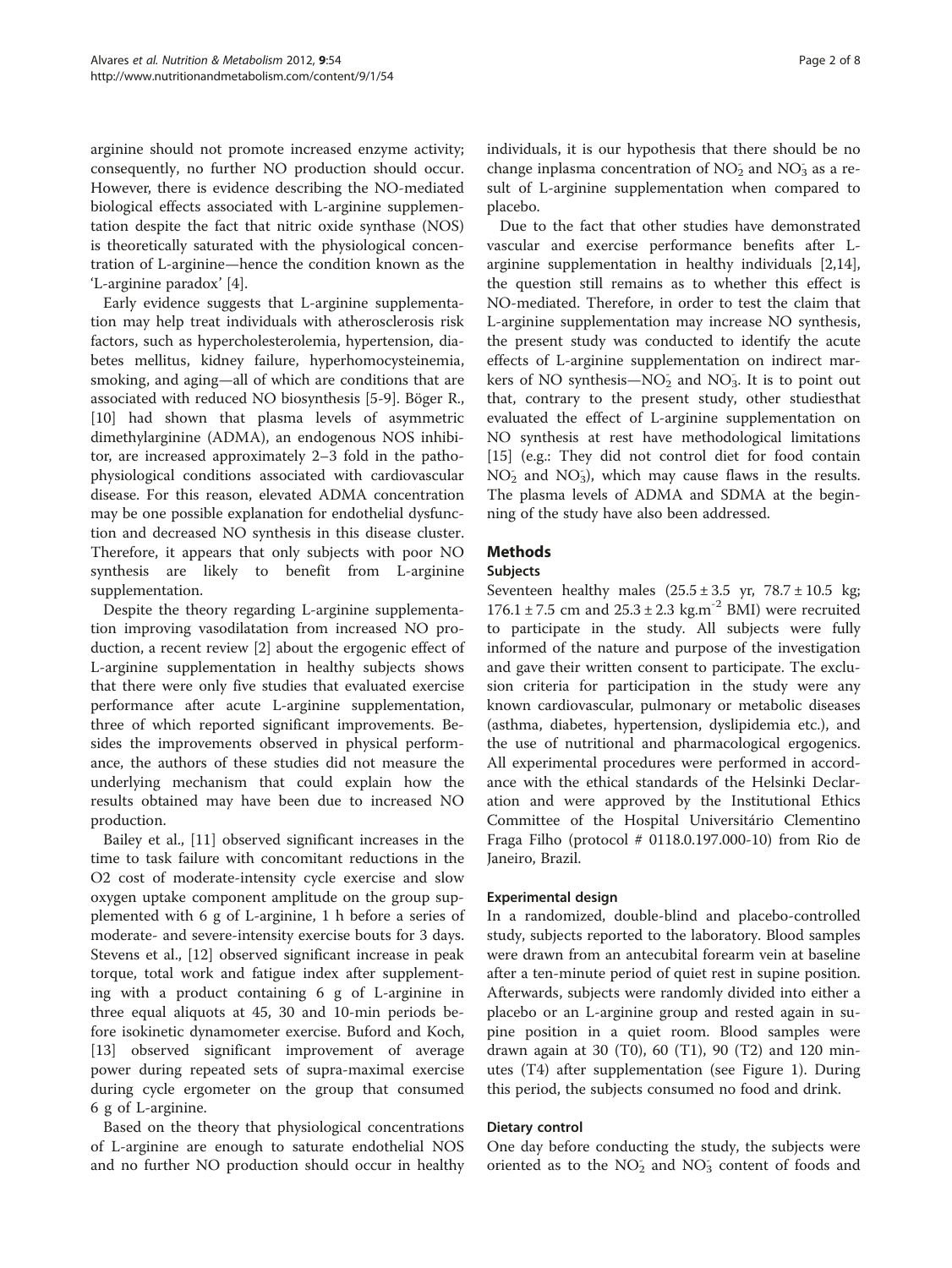arginine should not promote increased enzyme activity; consequently, no further NO production should occur. However, there is evidence describing the NO-mediated biological effects associated with L-arginine supplementation despite the fact that nitric oxide synthase (NOS) is theoretically saturated with the physiological concentration of L-arginine—hence the condition known as the 'L-arginine paradox' [4].

Early evidence suggests that L-arginine supplementation may help treat individuals with atherosclerosis risk factors, such as hypercholesterolemia, hypertension, diabetes mellitus, kidney failure, hyperhomocysteinemia, smoking, and aging—all of which are conditions that are associated with reduced NO biosynthesis [5-9]. Böger R., [10] had shown that plasma levels of asymmetric dimethylarginine (ADMA), an endogenous NOS inhibitor, are increased approximately 2–3 fold in the pathophysiological conditions associated with cardiovascular disease. For this reason, elevated ADMA concentration may be one possible explanation for endothelial dysfunction and decreased NO synthesis in this disease cluster. Therefore, it appears that only subjects with poor NO synthesis are likely to benefit from L-arginine supplementation.

Despite the theory regarding L-arginine supplementation improving vasodilatation from increased NO production, a recent review [2] about the ergogenic effect of L-arginine supplementation in healthy subjects shows that there were only five studies that evaluated exercise performance after acute L-arginine supplementation, three of which reported significant improvements. Besides the improvements observed in physical performance, the authors of these studies did not measure the underlying mechanism that could explain how the results obtained may have been due to increased NO production.

Bailey et al., [11] observed significant increases in the time to task failure with concomitant reductions in the O2 cost of moderate-intensity cycle exercise and slow oxygen uptake component amplitude on the group supplemented with 6 g of L-arginine, 1 h before a series of moderate- and severe-intensity exercise bouts for 3 days. Stevens et al., [12] observed significant increase in peak torque, total work and fatigue index after supplementing with a product containing 6 g of L-arginine in three equal aliquots at 45, 30 and 10-min periods before isokinetic dynamometer exercise. Buford and Koch, [13] observed significant improvement of average power during repeated sets of supra-maximal exercise during cycle ergometer on the group that consumed 6 g of L-arginine.

Based on the theory that physiological concentrations of L-arginine are enough to saturate endothelial NOS and no further NO production should occur in healthy individuals, it is our hypothesis that there should be no change inplasma concentration of $NO_2^-$ and $NO_3^-$ as a result of L-arginine supplementation when compared to placebo.

Due to the fact that other studies have demonstrated vascular and exercise performance benefits after L-arginine supplementation in healthy individuals [2,14], the question still remains as to whether this effect is NO-mediated. Therefore, in order to test the claim that L-arginine supplementation may increase NO synthesis, the present study was conducted to identify the acute effects of L-arginine supplementation on indirect markers of NO synthesis—$NO_2^-$ and $NO_3^-$. It is to point out that, contrary to the present study, other studiesthat evaluated the effect of L-arginine supplementation on NO synthesis at rest have methodological limitations [15] (e.g.: They did not control diet for food contain $NO_2^-$ and $NO_3^-$), which may cause flaws in the results. The plasma levels of ADMA and SDMA at the beginning of the study have also been addressed.

## Methods

### Subjects

Seventeen healthy males (25.5 ± 3.5 yr, 78.7 ± 10.5 kg; 176.1 ± 7.5 cm and 25.3 ± 2.3 $kg.m^{-2}$ BMI) were recruited to participate in the study. All subjects were fully informed of the nature and purpose of the investigation and gave their written consent to participate. The exclusion criteria for participation in the study were any known cardiovascular, pulmonary or metabolic diseases (asthma, diabetes, hypertension, dyslipidemia etc.), and the use of nutritional and pharmacological ergogenics. All experimental procedures were performed in accordance with the ethical standards of the Helsinki Declaration and were approved by the Institutional Ethics Committee of the Hospital Universitário Clementino Fraga Filho (protocol # 0118.0.197.000-10) from Rio de Janeiro, Brazil.

### Experimental design

In a randomized, double-blind and placebo-controlled study, subjects reported to the laboratory. Blood samples were drawn from an antecubital forearm vein at baseline after a ten-minute period of quiet rest in supine position. Afterwards, subjects were randomly divided into either a placebo or an L-arginine group and rested again in supine position in a quiet room. Blood samples were drawn again at 30 (T0), 60 (T1), 90 (T2) and 120 minutes (T4) after supplementation (see Figure 1). During this period, the subjects consumed no food and drink.

### Dietary control

One day before conducting the study, the subjects were oriented as to the $NO_2^-$ and $NO_3^-$ content of foods and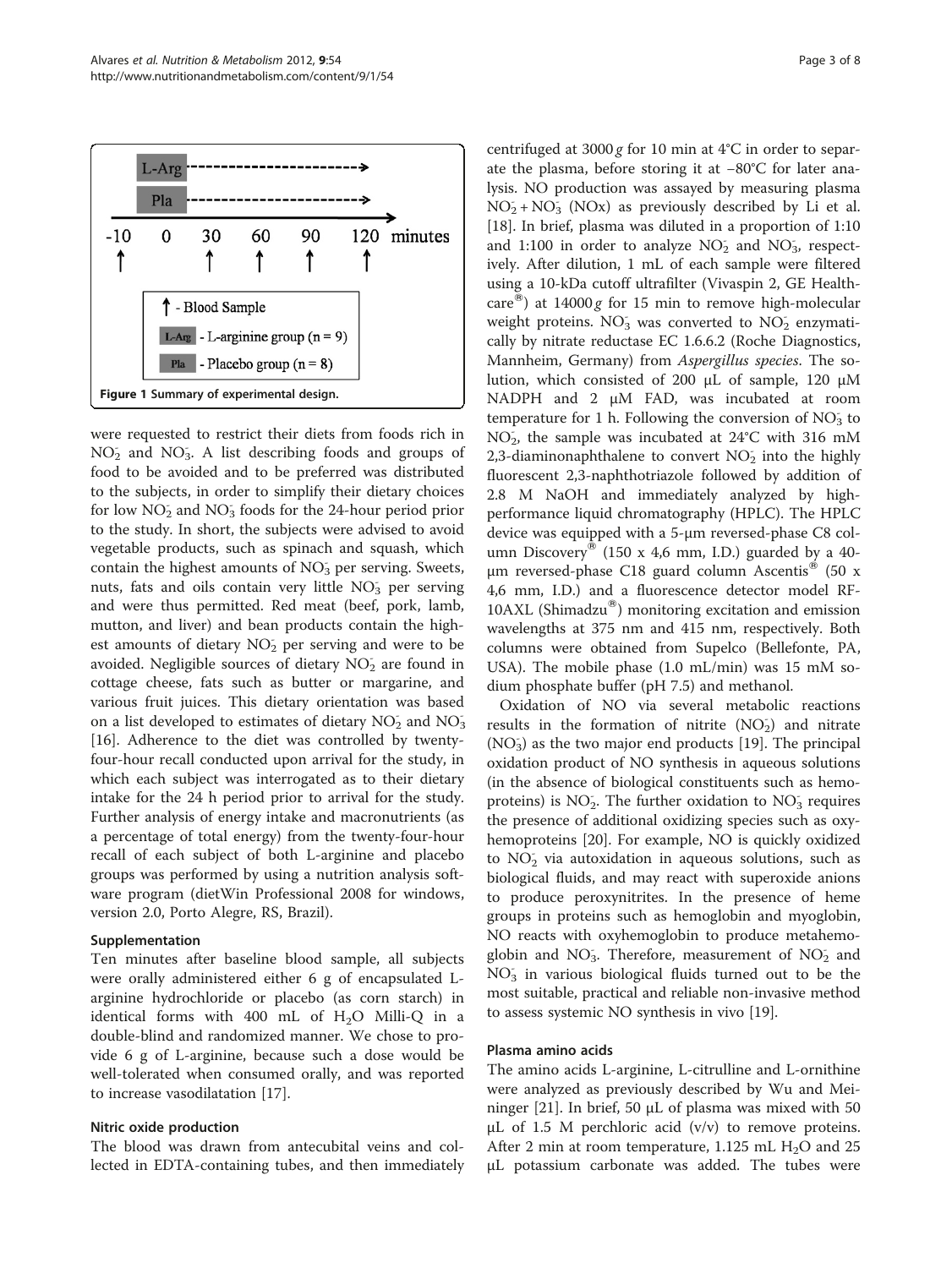Figure 1 Summary of experimental design.

were requested to restrict their diets from foods rich in $NO_2^-$ and $NO_3^-$. A list describing foods and groups of food to be avoided and to be preferred was distributed to the subjects, in order to simplify their dietary choices for low $NO_2^-$ and $NO_3^-$ foods for the 24-hour period prior to the study. In short, the subjects were advised to avoid vegetable products, such as spinach and squash, which contain the highest amounts of $NO_3^-$ per serving. Sweets, nuts, fats and oils contain very little $NO_3^-$ per serving and were thus permitted. Red meat (beef, pork, lamb, mutton, and liver) and bean products contain the highest amounts of dietary $NO_2^-$ per serving and were to be avoided. Negligible sources of dietary $NO_2^-$ are found in cottage cheese, fats such as butter or margarine, and various fruit juices. This dietary orientation was based on a list developed to estimates of dietary $NO_2^-$ and $NO_3^-$ [16]. Adherence to the diet was controlled by twenty-four-hour recall conducted upon arrival for the study, in which each subject was interrogated as to their dietary intake for the 24 h period prior to arrival for the study. Further analysis of energy intake and macronutrients (as a percentage of total energy) from the twenty-four-hour recall of each subject of both L-arginine and placebo groups was performed by using a nutrition analysis software program (dietWin Professional 2008 for windows, version 2.0, Porto Alegre, RS, Brazil).

### Supplementation

Ten minutes after baseline blood sample, all subjects were orally administered either 6 g of encapsulated L-arginine hydrochloride or placebo (as corn starch) in identical forms with 400 mL of $H_2O$ Milli-Q in a double-blind and randomized manner. We chose to provide 6 g of L-arginine, because such a dose would be well-tolerated when consumed orally, and was reported to increase vasodilatation [17].

### Nitric oxide production

The blood was drawn from antecubital veins and collected in EDTA-containing tubes, and then immediately centrifuged at 3000 *g* for 10 min at 4°C in order to separate the plasma, before storing it at −80°C for later analysis. NO production was assayed by measuring plasma $NO_2^- + NO_3^-$ (NOx) as previously described by Li et al. [18]. In brief, plasma was diluted in a proportion of 1:10 and 1:100 in order to analyze $NO_2^-$ and $NO_3^-$, respectively. After dilution, 1 mL of each sample were filtered using a 10-kDa cutoff ultrafilter (Vivaspin 2, GE Healthcare®) at 14000 *g* for 15 min to remove high-molecular weight proteins. $NO_3^-$ was converted to $NO_2^-$ enzymatically by nitrate reductase EC 1.6.6.2 (Roche Diagnostics, Mannheim, Germany) from *Aspergillus species*. The solution, which consisted of 200 μL of sample, 120 μM NADPH and 2 μM FAD, was incubated at room temperature for 1 h. Following the conversion of $NO_3^-$ to $NO_2^-$, the sample was incubated at 24°C with 316 mM 2,3-diaminonaphthalene to convert $NO_2^-$ into the highly fluorescent 2,3-naphthotriazole followed by addition of 2.8 M NaOH and immediately analyzed by high-performance liquid chromatography (HPLC). The HPLC device was equipped with a 5-μm reversed-phase C8 column Discovery® (150 x 4,6 mm, I.D.) guarded by a 40-μm reversed-phase C18 guard column Ascentis® (50 x 4,6 mm, I.D.) and a fluorescence detector model RF-10AXL (Shimadzu®) monitoring excitation and emission wavelengths at 375 nm and 415 nm, respectively. Both columns were obtained from Supelco (Bellefonte, PA, USA). The mobile phase (1.0 mL/min) was 15 mM sodium phosphate buffer (pH 7.5) and methanol.

Oxidation of NO via several metabolic reactions results in the formation of nitrite ($NO_2^-$) and nitrate ($NO_3^-$) as the two major end products [19]. The principal oxidation product of NO synthesis in aqueous solutions (in the absence of biological constituents such as hemoproteins) is $NO_2^-$. The further oxidation to $NO_3^-$ requires the presence of additional oxidizing species such as oxyhemoproteins [20]. For example, NO is quickly oxidized to $NO_2^-$ via autoxidation in aqueous solutions, such as biological fluids, and may react with superoxide anions to produce peroxynitrites. In the presence of heme groups in proteins such as hemoglobin and myoglobin, NO reacts with oxyhemoglobin to produce metahemoglobin and $NO_3^-$. Therefore, measurement of $NO_2^-$ and $NO_3^-$ in various biological fluids turned out to be the most suitable, practical and reliable non-invasive method to assess systemic NO synthesis in vivo [19].

### Plasma amino acids

The amino acids L-arginine, L-citrulline and L-ornithine were analyzed as previously described by Wu and Meininger [21]. In brief, 50 μL of plasma was mixed with 50 μL of 1.5 M perchloric acid (v/v) to remove proteins. After 2 min at room temperature, 1.125 mL $H_2O$ and 25 μL potassium carbonate was added. The tubes were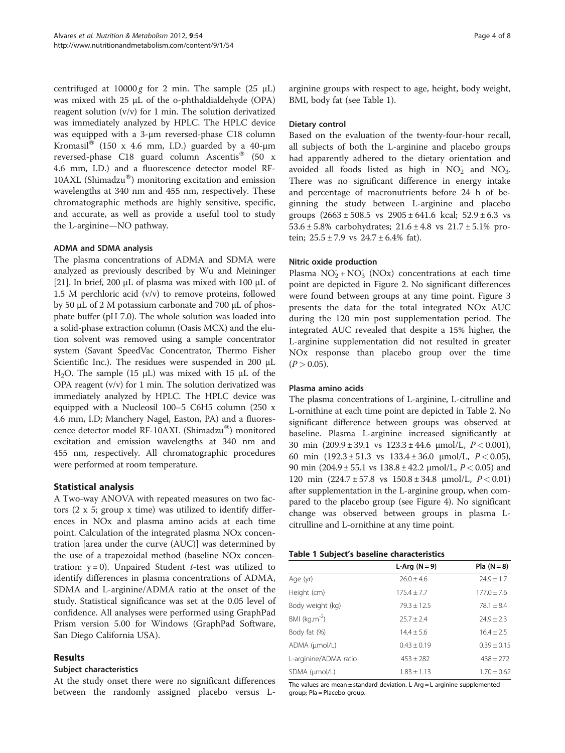centrifuged at 10000 *g* for 2 min. The sample (25 μL) was mixed with 25 μL of the o-phthaldialdehyde (OPA) reagent solution (v/v) for 1 min. The solution derivatized was immediately analyzed by HPLC. The HPLC device was equipped with a 3-μm reversed-phase C18 column Kromasil® (150 x 4.6 mm, I.D.) guarded by a 40-μm reversed-phase C18 guard column Ascentis® (50 x 4.6 mm, I.D.) and a fluorescence detector model RF-10AXL (Shimadzu®) monitoring excitation and emission wavelengths at 340 nm and 455 nm, respectively. These chromatographic methods are highly sensitive, specific, and accurate, as well as provide a useful tool to study the L-arginine—NO pathway.

### ADMA and SDMA analysis

The plasma concentrations of ADMA and SDMA were analyzed as previously described by Wu and Meininger [21]. In brief, 200 μL of plasma was mixed with 100 μL of 1.5 M perchloric acid (v/v) to remove proteins, followed by 50 μL of 2 M potassium carbonate and 700 μL of phosphate buffer (pH 7.0). The whole solution was loaded into a solid-phase extraction column (Oasis MCX) and the elution solvent was removed using a sample concentrator system (Savant SpeedVac Concentrator, Thermo Fisher Scientific Inc.). The residues were suspended in 200 μL $H_2O$. The sample (15 μL) was mixed with 15 μL of the OPA reagent (v/v) for 1 min. The solution derivatized was immediately analyzed by HPLC. The HPLC device was equipped with a Nucleosil 100–5 C6H5 column (250 x 4.6 mm, I.D; Manchery Nagel, Easton, PA) and a fluorescence detector model RF-10AXL (Shimadzu®) monitored excitation and emission wavelengths at 340 nm and 455 nm, respectively. All chromatographic procedures were performed at room temperature.

## Statistical analysis

A Two-way ANOVA with repeated measures on two factors (2 x 5; group x time) was utilized to identify differences in NOx and plasma amino acids at each time point. Calculation of the integrated plasma NOx concentration [area under the curve (AUC)] was determined by the use of a trapezoidal method (baseline NOx concentration: $y = 0$). Unpaired Student *t*-test was utilized to identify differences in plasma concentrations of ADMA, SDMA and L-arginine/ADMA ratio at the onset of the study. Statistical significance was set at the 0.05 level of confidence. All analyses were performed using GraphPad Prism version 5.00 for Windows (GraphPad Software, San Diego California USA).

## Results

### Subject characteristics

At the study onset there were no significant differences between the randomly assigned placebo versus L-arginine groups with respect to age, height, body weight, BMI, body fat (see Table 1).

### Dietary control

Based on the evaluation of the twenty-four-hour recall, all subjects of both the L-arginine and placebo groups had apparently adhered to the dietary orientation and avoided all foods listed as high in $NO_2^-$ and $NO_3^-$. There was no significant difference in energy intake and percentage of macronutrients before 24 h of beginning the study between L-arginine and placebo groups (2663 ± 508.5 vs 2905 ± 641.6 kcal; 52.9 ± 6.3 vs 53.6 ± 5.8% carbohydrates; 21.6 ± 4.8 vs 21.7 ± 5.1% protein; 25.5 ± 7.9 vs 24.7 ± 6.4% fat).

### Nitric oxide production

Plasma $NO_2^- + NO_3^-$ (NOx) concentrations at each time point are depicted in Figure 2. No significant differences were found between groups at any time point. Figure 3 presents the data for the total integrated NOx AUC during the 120 min post supplementation period. The integrated AUC revealed that despite a 15% higher, the L-arginine supplementation did not resulted in greater NOx response than placebo group over the time ($P > 0.05$).

### Plasma amino acids

The plasma concentrations of L-arginine, L-citrulline and L-ornithine at each time point are depicted in Table 2. No significant difference between groups was observed at baseline. Plasma L-arginine increased significantly at 30 min (209.9 ± 39.1 vs 123.3 ± 44.6 μmol/L, $P < 0.001$), 60 min (192.3 ± 51.3 vs 133.4 ± 36.0 μmol/L, $P < 0.05$), 90 min (204.9 ± 55.1 vs 138.8 ± 42.2 μmol/L, $P < 0.05$) and 120 min (224.7 ± 57.8 vs 150.8 ± 34.8 μmol/L, $P < 0.01$) after supplementation in the L-arginine group, when compared to the placebo group (see Figure 4). No significant change was observed between groups in plasma L-citrulline and L-ornithine at any time point.

**Table 1 Subject's baseline characteristics**

| | L-Arg (N = 9) | Pla (N = 8) |
|---|---|---|
| Age (yr) | 26.0 ± 4.6 | 24.9 ± 1.7 |
| Height (cm) | 175.4 ± 7.7 | 177.0 ± 7.6 |
| Body weight (kg) | 79.3 ± 12.5 | 78.1 ± 8.4 |
| BMI (kg.m$^{-2}$) | 25.7 ± 2.4 | 24.9 ± 2.3 |
| Body fat (%) | 14.4 ± 5.6 | 16.4 ± 2.5 |
| ADMA (μmol/L) | 0.43 ± 0.19 | 0.39 ± 0.15 |
| L-arginine/ADMA ratio | 453 ± 282 | 438 ± 272 |
| SDMA (μmol/L) | 1.83 ± 1.13 | 1.70 ± 0.62 |

The values are mean ± standard deviation. L-Arg = L-arginine supplemented group; Pla = Placebo group.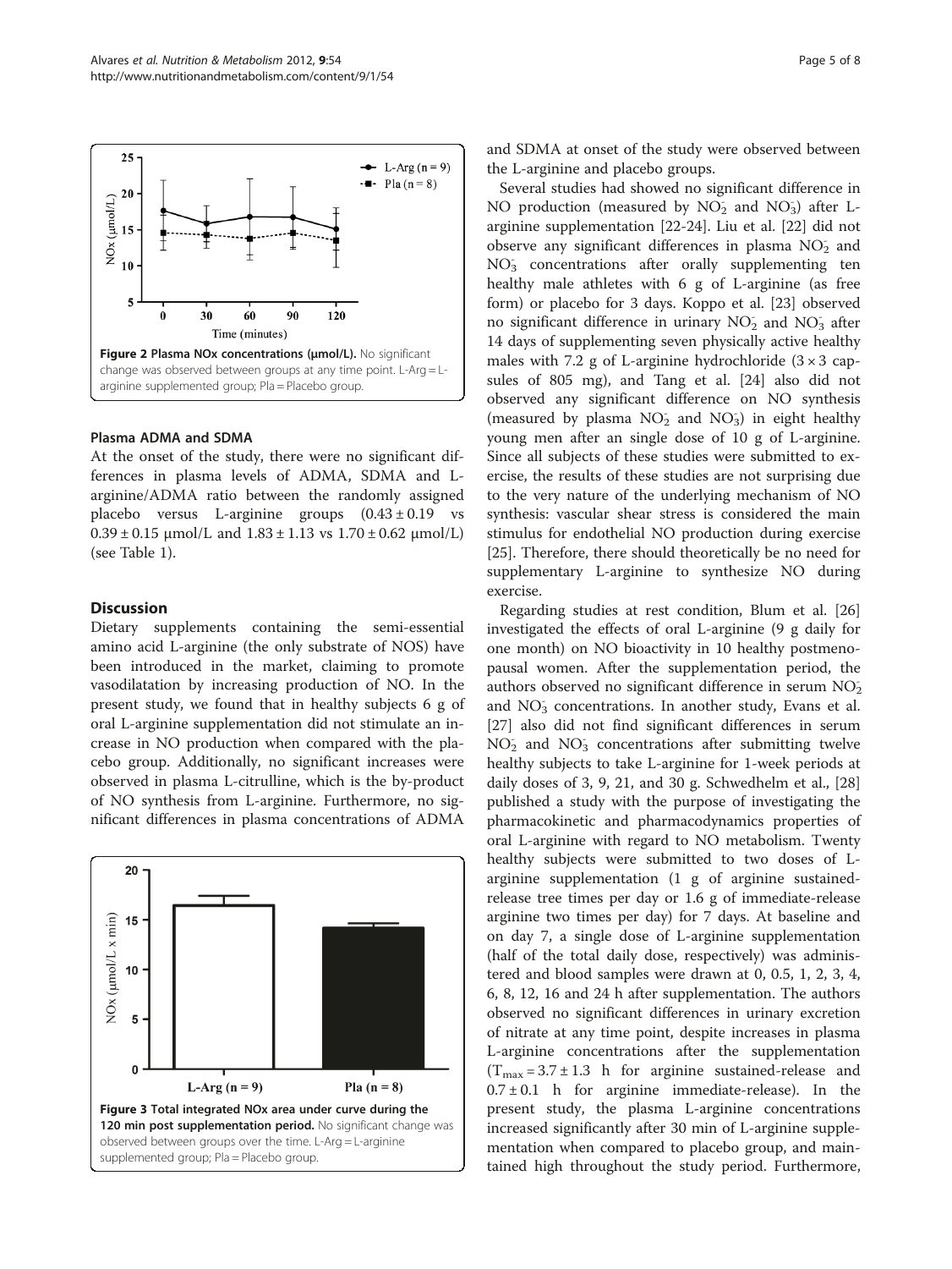Figure 2 Plasma NOx concentrations (μmol/L). No significant change was observed between groups at any time point. L-Arg = L-arginine supplemented group; Pla = Placebo group.

### Plasma ADMA and SDMA

At the onset of the study, there were no significant differences in plasma levels of ADMA, SDMA and L-arginine/ADMA ratio between the randomly assigned placebo versus L-arginine groups (0.43 ± 0.19 vs 0.39 ± 0.15 μmol/L and 1.83 ± 1.13 vs 1.70 ± 0.62 μmol/L) (see Table 1).

## Discussion

Dietary supplements containing the semi-essential amino acid L-arginine (the only substrate of NOS) have been introduced in the market, claiming to promote vasodilatation by increasing production of NO. In the present study, we found that in healthy subjects 6 g of oral L-arginine supplementation did not stimulate an increase in NO production when compared with the placebo group. Additionally, no significant increases were observed in plasma L-citrulline, which is the by-product of NO synthesis from L-arginine. Furthermore, no significant differences in plasma concentrations of ADMA and SDMA at onset of the study were observed between the L-arginine and placebo groups.

Figure 3 Total integrated NOx area under curve during the 120 min post supplementation period. No significant change was observed between groups over the time. L-Arg = L-arginine supplemented group; Pla = Placebo group.

Several studies had showed no significant difference in NO production (measured by $NO_2^-$ and $NO_3^-$) after L-arginine supplementation [22-24]. Liu et al. [22] did not observe any significant differences in plasma $NO_2^-$ and $NO_3^-$ concentrations after orally supplementing ten healthy male athletes with 6 g of L-arginine (as free form) or placebo for 3 days. Koppo et al. [23] observed no significant difference in urinary $NO_2^-$ and $NO_3^-$ after 14 days of supplementing seven physically active healthy males with 7.2 g of L-arginine hydrochloride (3 × 3 capsules of 805 mg), and Tang et al. [24] also did not observed any significant difference on NO synthesis (measured by plasma $NO_2^-$ and $NO_3^-$) in eight healthy young men after an single dose of 10 g of L-arginine. Since all subjects of these studies were submitted to exercise, the results of these studies are not surprising due to the very nature of the underlying mechanism of NO synthesis: vascular shear stress is considered the main stimulus for endothelial NO production during exercise [25]. Therefore, there should theoretically be no need for supplementary L-arginine to synthesize NO during exercise.

Regarding studies at rest condition, Blum et al. [26] investigated the effects of oral L-arginine (9 g daily for one month) on NO bioactivity in 10 healthy postmenopausal women. After the supplementation period, the authors observed no significant difference in serum $NO_2^-$ and $NO_3^-$ concentrations. In another study, Evans et al. [27] also did not find significant differences in serum $NO_2^-$ and $NO_3^-$ concentrations after submitting twelve healthy subjects to take L-arginine for 1-week periods at daily doses of 3, 9, 21, and 30 g. Schwedhelm et al., [28] published a study with the purpose of investigating the pharmacokinetic and pharmacodynamics properties of oral L-arginine with regard to NO metabolism. Twenty healthy subjects were submitted to two doses of L-arginine supplementation (1 g of arginine sustained-release tree times per day or 1.6 g of immediate-release arginine two times per day) for 7 days. At baseline and on day 7, a single dose of L-arginine supplementation (half of the total daily dose, respectively) was administered and blood samples were drawn at 0, 0.5, 1, 2, 3, 4, 6, 8, 12, 16 and 24 h after supplementation. The authors observed no significant differences in urinary excretion of nitrate at any time point, despite increases in plasma L-arginine concentrations after the supplementation ($T_{max}$ = 3.7 ± 1.3 h for arginine sustained-release and 0.7 ± 0.1 h for arginine immediate-release). In the present study, the plasma L-arginine concentrations increased significantly after 30 min of L-arginine supplementation when compared to placebo group, and maintained high throughout the study period. Furthermore,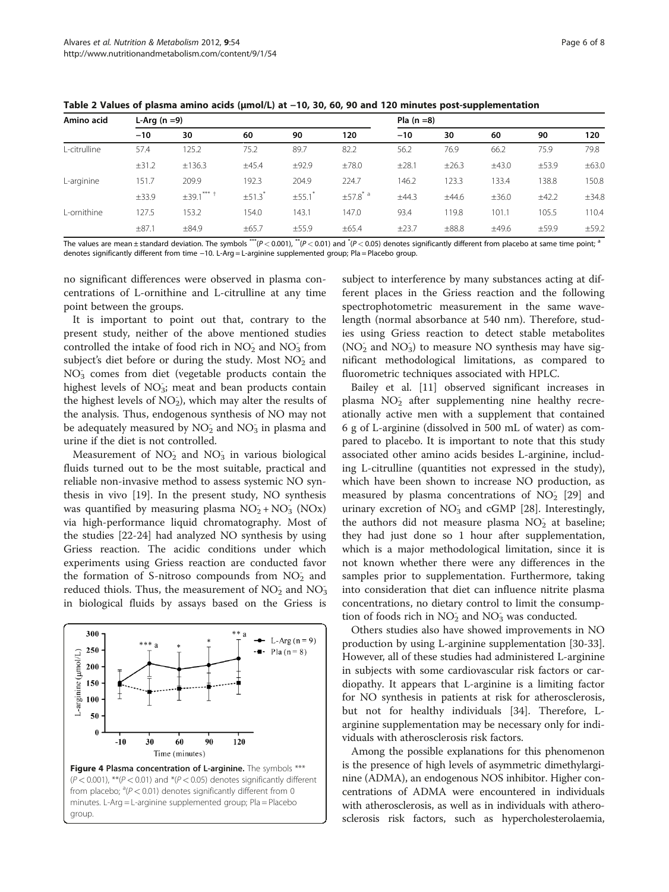**Table 2 Values of plasma amino acids (μmol/L) at −10, 30, 60, 90 and 120 minutes post-supplementation**

| Amino acid | L-Arg (n =9) | | | | | Pla (n =8) | | | | |
|---|---|---|---|---|---|---|---|---|---|---|
| | −10 | 30 | 60 | 90 | 120 | −10 | 30 | 60 | 90 | 120 |
| L-citrulline | 57.4 | 125.2 | 75.2 | 89.7 | 82.2 | 56.2 | 76.9 | 66.2 | 75.9 | 79.8 |
| | ±31.2 | ±136.3 | ±45.4 | ±92.9 | ±78.0 | ±28.1 | ±26.3 | ±43.0 | ±53.9 | ±63.0 |
| L-arginine | 151.7 | 209.9 | 192.3 | 204.9 | 224.7 | 146.2 | 123.3 | 133.4 | 138.8 | 150.8 |
| | ±33.9 | ±39.1*** † | ±51.3* | ±55.1* | ±57.8* a | ±44.3 | ±44.6 | ±36.0 | ±42.2 | ±34.8 |
| L-ornithine | 127.5 | 153.2 | 154.0 | 143.1 | 147.0 | 93.4 | 119.8 | 101.1 | 105.5 | 110.4 |
| | ±87.1 | ±84.9 | ±65.7 | ±55.9 | ±65.4 | ±23.7 | ±88.8 | ±49.6 | ±59.9 | ±59.2 |

The values are mean ± standard deviation. The symbols ***($P < 0.001$), **($P < 0.01$) and *($P < 0.05$) denotes significantly different from placebo at same time point; [a] denotes significantly different from time −10. L-Arg = L-arginine supplemented group; Pla = Placebo group.

no significant differences were observed in plasma concentrations of L-ornithine and L-citrulline at any time point between the groups.

It is important to point out that, contrary to the present study, neither of the above mentioned studies controlled the intake of food rich in $NO_2^-$ and $NO_3^-$ from subject's diet before or during the study. Most $NO_2^-$ and $NO_3^-$ comes from diet (vegetable products contain the highest levels of $NO_3^-$; meat and bean products contain the highest levels of $NO_2^-$), which may alter the results of the analysis. Thus, endogenous synthesis of NO may not be adequately measured by $NO_2^-$ and $NO_3^-$ in plasma and urine if the diet is not controlled.

Measurement of $NO_2^-$ and $NO_3^-$ in various biological fluids turned out to be the most suitable, practical and reliable non-invasive method to assess systemic NO synthesis in vivo [19]. In the present study, NO synthesis was quantified by measuring plasma $NO_2^- + NO_3^-$ (NOx) via high-performance liquid chromatography. Most of the studies [22-24] had analyzed NO synthesis by using Griess reaction. The acidic conditions under which experiments using Griess reaction are conducted favor the formation of S-nitroso compounds from $NO_2^-$ and reduced thiols. Thus, the measurement of $NO_2^-$ and $NO_3^-$ in biological fluids by assays based on the Griess is subject to interference by many substances acting at different places in the Griess reaction and the following spectrophotometric measurement in the same wavelength (normal absorbance at 540 nm). Therefore, studies using Griess reaction to detect stable metabolites ($NO_2^-$ and $NO_3^-$) to measure NO synthesis may have significant methodological limitations, as compared to fluorometric techniques associated with HPLC.

**Figure 4 Plasma concentration of L-arginine.** The symbols *** ($P < 0.001$), **($P < 0.01$) and *($P < 0.05$) denotes significantly different from placebo; [a]($P < 0.01$) denotes significantly different from 0 minutes. L-Arg = L-arginine supplemented group; Pla = Placebo group.

Bailey et al. [11] observed significant increases in plasma $NO_2^-$ after supplementing nine healthy recreationally active men with a supplement that contained 6 g of L-arginine (dissolved in 500 mL of water) as compared to placebo. It is important to note that this study associated other amino acids besides L-arginine, including L-citrulline (quantities not expressed in the study), which have been shown to increase NO production, as measured by plasma concentrations of $NO_2^-$ [29] and urinary excretion of $NO_3^-$ and cGMP [28]. Interestingly, the authors did not measure plasma $NO_2^-$ at baseline; they had just done so 1 hour after supplementation, which is a major methodological limitation, since it is not known whether there were any differences in the samples prior to supplementation. Furthermore, taking into consideration that diet can influence nitrite plasma concentrations, no dietary control to limit the consumption of foods rich in $NO_2^-$ and $NO_3^-$ was conducted.

Others studies also have showed improvements in NO production by using L-arginine supplementation [30-33]. However, all of these studies had administered L-arginine in subjects with some cardiovascular risk factors or cardiopathy. It appears that L-arginine is a limiting factor for NO synthesis in patients at risk for atherosclerosis, but not for healthy individuals [34]. Therefore, L-arginine supplementation may be necessary only for individuals with atherosclerosis risk factors.

Among the possible explanations for this phenomenon is the presence of high levels of asymmetric dimethylarginine (ADMA), an endogenous NOS inhibitor. Higher concentrations of ADMA were encountered in individuals with atherosclerosis, as well as in individuals with atherosclerosis risk factors, such as hypercholesterolaemia,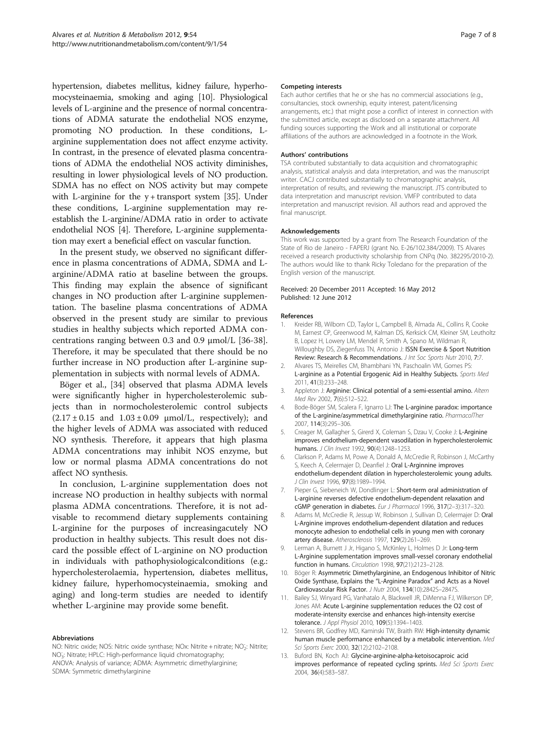hypertension, diabetes mellitus, kidney failure, hyperhomocysteinaemia, smoking and aging [10]. Physiological levels of L-arginine and the presence of normal concentrations of ADMA saturate the endothelial NOS enzyme, promoting NO production. In these conditions, L-arginine supplementation does not affect enzyme activity. In contrast, in the presence of elevated plasma concentrations of ADMA the endothelial NOS activity diminishes, resulting in lower physiological levels of NO production. SDMA has no effect on NOS activity but may compete with L-arginine for the y + transport system [35]. Under these conditions, L-arginine supplementation may re-establish the L-arginine/ADMA ratio in order to activate endothelial NOS [4]. Therefore, L-arginine supplementation may exert a beneficial effect on vascular function.

In the present study, we observed no significant difference in plasma concentrations of ADMA, SDMA and L-arginine/ADMA ratio at baseline between the groups. This finding may explain the absence of significant changes in NO production after L-arginine supplementation. The baseline plasma concentrations of ADMA observed in the present study are similar to previous studies in healthy subjects which reported ADMA concentrations ranging between 0.3 and 0.9 μmol/L [36-38]. Therefore, it may be speculated that there should be no further increase in NO production after L-arginine supplementation in subjects with normal levels of ADMA.

Böger et al., [34] observed that plasma ADMA levels were significantly higher in hypercholesterolemic subjects than in normocholesterolemic control subjects ($2.17 \pm 0.15$ and $1.03 \pm 0.09$ μmol/L, respectively); and the higher levels of ADMA was associated with reduced NO synthesis. Therefore, it appears that high plasma ADMA concentrations may inhibit NOS enzyme, but low or normal plasma ADMA concentrations do not affect NO synthesis.

In conclusion, L-arginine supplementation does not increase NO production in healthy subjects with normal plasma ADMA concentrations. Therefore, it is not advisable to recommend dietary supplements containing L-arginine for the purposes of increasingacutely NO production in healthy subjects. This result does not discard the possible effect of L-arginine on NO production in individuals with pathophysiologicalconditions (e.g.: hypercholesterolaemia, hypertension, diabetes mellitus, kidney failure, hyperhomocysteinaemia, smoking and aging) and long-term studies are needed to identify whether L-arginine may provide some benefit.

#### Abbreviations

NO: Nitric oxide; NOS: Nitric oxide synthase; NOx: Nitrite + nitrate; $NO_2^-$: Nitrite; $NO_3^-$: Nitrate; HPLC: High-performance liquid chromatography; ANOVA: Analysis of variance; ADMA: Asymmetric dimethylarginine; SDMA: Symmetric dimethylarginine

#### Competing interests

Each author certifies that he or she has no commercial associations (e.g., consultancies, stock ownership, equity interest, patent/licensing arrangements, etc.) that might pose a conflict of interest in connection with the submitted article, except as disclosed on a separate attachment. All funding sources supporting the Work and all institutional or corporate affiliations of the authors are acknowledged in a footnote in the Work.

#### Authors' contributions

TSA contributed substantially to data acquisition and chromatographic analysis, statistical analysis and data interpretation, and was the manuscript writer. CACJ contributed substantially to chromatographic analysis, interpretation of results, and reviewing the manuscript. JTS contributed to data interpretation and manuscript revision. VMFP contributed to data interpretation and manuscript revision. All authors read and approved the final manuscript.

#### Acknowledgements

This work was supported by a grant from The Research Foundation of the State of Rio de Janeiro - FAPERJ (grant No. E-26/102.384/2009). TS Alvares received a research productivity scholarship from CNPq (No. 382295/2010-2). The authors would like to thank Ricky Toledano for the preparation of the English version of the manuscript.

Received: 20 December 2011 Accepted: 16 May 2012
Published: 12 June 2012

#### References

1. Kreider RB, Wilborn CD, Taylor L, Campbell B, Almada AL, Collins R, Cooke M, Earnest CP, Greenwood M, Kalman DS, Kerksick CM, Kleiner SM, Leutholtz B, Lopez H, Lowery LM, Mendel R, Smith A, Spano M, Wildman R, Willoughby DS, Ziegenfuss TN, Antonio J: **ISSN Exercise & Sport Nutrition Review: Research & Recommendations.** *J Int Soc Sports Nutr* 2010, **7**:7.
2. Alvares TS, Meirelles CM, Bhambhani YN, Paschoalin VM, Gomes PS: **L-arginine as a Potential Ergogenic Aid in Healthy Subjects.** *Sports Med* 2011, **41**(3):233–248.
3. Appleton J: **Arginine: Clinical potential of a semi-essential amino.** *Altern Med Rev* 2002, **7**(6):512–522.
4. Bode-Böger SM, Scalera F, Ignarro LJ: **The L-arginine paradox: importance of the L-arginine/asymmetrical dimethylarginine ratio.** *PharmacolTher* 2007, **114**(3):295–306.
5. Creager M, Gallagher S, Girerd X, Coleman S, Dzau V, Cooke J: **L-Arginine improves endothelium-dependent vasodilation in hypercholesterolemic humans.** *J Clin Invest* 1992, **90**(4):1248–1253.
6. Clarkson P, Adams M, Powe A, Donald A, McCredie R, Robinson J, McCarthy S, Keech A, Celermajer D, Deanfiel J: **Oral L-Arginnine improves endothelium-dependent dilation in hypercholesterolemic young adults.** *J Clin Invest* 1996, **97**(8):1989–1994.
7. Pieper G, Siebeneich W, Dondlinger L: **Short-term oral administration of L-arginine reverses defective endothelium-dependent relaxation and cGMP generation in diabetes.** *Eur J Pharmacol* 1996, **317**(2–3):317–320.
8. Adams M, McCredie R, Jessup W, Robinson J, Sullivan D, Celermajer D: **Oral L-Arginine improves endothelium-dependent dilatation and reduces monocyte adhesion to endothelial cells in young men with coronary artery disease.** *Atherosclerosis* 1997, **129**(2):261–269.
9. Lerman A, Burnett J Jr, Higano S, McKinley L, Holmes D Jr: **Long-term L-Arginine supplementation improves small-vessel coronary endothelial function in humans.** *Circulation* 1998, **97**(21):2123–2128.
10. Böger R: **Asymmetric Dimethylarginine, an Endogenous Inhibitor of Nitric Oxide Synthase, Explains the "L-Arginine Paradox" and Acts as a Novel Cardiovascular Risk Factor.** *J Nutr* 2004, **134**(10):2842S–2847S.
11. Bailey SJ, Winyard PG, Vanhatalo A, Blackwell JR, DiMenna FJ, Wilkerson DP, Jones AM: **Acute L-arginine supplementation reduces the O2 cost of moderate-intensity exercise and enhances high-intensity exercise tolerance.** *J Appl Physiol* 2010, **109**(5):1394–1403.
12. Stevens BR, Godfrey MD, Kaminski TW, Braith RW: **High-intensity dynamic human muscle performance enhanced by a metabolic intervention.** *Med Sci Sports Exerc* 2000, **32**(12):2102–2108.
13. Buford BN, Koch AJ: **Glycine-arginine-alpha-ketoisocaproic acid improves performance of repeated cycling sprints.** *Med Sci Sports Exerc* 2004, **36**(4):583–587.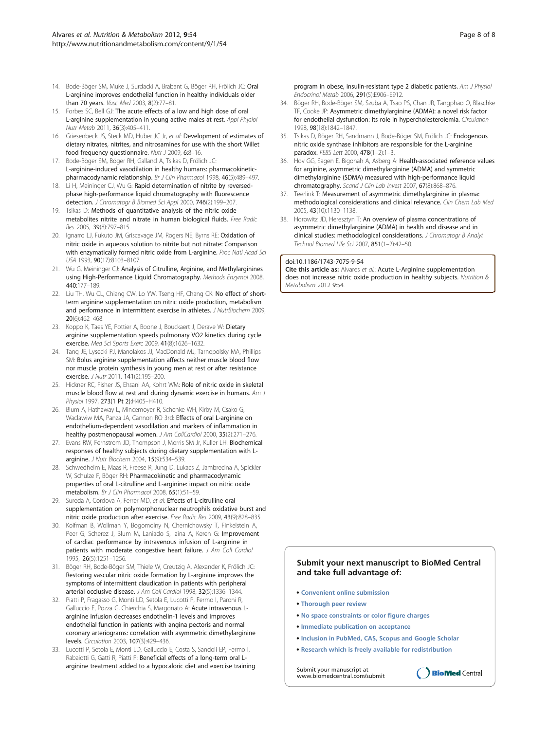14. Bode-Böger SM, Muke J, Surdacki A, Brabant G, Böger RH, Frölich JC: **Oral L-arginine improves endothelial function in healthy individuals older than 70 years.** *Vasc Med* 2003, **8**(2):77–81.
15. Forbes SC, Bell GJ: **The acute effects of a low and high dose of oral L-arginine supplementation in young active males at rest.** *Appl Physiol Nutr Metab* 2011, **36**(3):405–411.
16. Griesenbeck JS, Steck MD, Huber JC Jr, *et al*: **Development of estimates of dietary nitrates, nitrites, and nitrosamines for use with the short Willet food frequency questionnaire.** *Nutr J* 2009, **6**:8–16.
17. Bode-Böger SM, Böger RH, Galland A, Tsikas D, Frölich JC: **L-arginine-induced vasodilation in healthy humans: pharmacokinetic-pharmacodynamic relationship.** *Br J Clin Pharmacol* 1998, **46**(5):489–497.
18. Li H, Meininger CJ, Wu G: **Rapid determination of nitrite by reversed-phase high-performance liquid chromatography with fluorescence detection.** *J Chromatogr B Biomed Sci Appl* 2000, **746**(2):199–207.
19. Tsikas D: **Methods of quantitative analysis of the nitric oxide metabolites nitrite and nitrate in human biological fluids.** *Free Radic Res* 2005, **39**(8):797–815.
20. Ignarro LJ, Fukuto JM, Griscavage JM, Rogers NE, Byrns RE: **Oxidation of nitric oxide in aqueous solution to nitrite but not nitrate: Comparison with enzymatically formed nitric oxide from L-arginine.** *Proc Natl Acad Sci USA* 1993, **90**(17):8103–8107.
21. Wu G, Meininger CJ: **Analysis of Citrulline, Arginine, and Methylarginines using High-Performance Liquid Chromatography.** *Methods Enzymol* 2008, **440**:177–189.
22. Liu TH, Wu CL, Chiang CW, Lo YW, Tseng HF, Chang CK: **No effect of short-term arginine supplementation on nitric oxide production, metabolism and performance in intermittent exercise in athletes.** *J NutrBiochem* 2009, **20**(6):462–468.
23. Koppo K, Taes YE, Pottier A, Boone J, Bouckaert J, Derave W: **Dietary arginine supplementation speeds pulmonary VO2 kinetics during cycle exercise.** *Med Sci Sports Exerc* 2009, **41**(8):1626–1632.
24. Tang JE, Lysecki PJ, Manolakos JJ, MacDonald MJ, Tarnopolsky MA, Phillips SM: **Bolus arginine supplementation affects neither muscle blood flow nor muscle protein synthesis in young men at rest or after resistance exercise.** *J Nutr* 2011, **141**(2):195–200.
25. Hickner RC, Fisher JS, Ehsani AA, Kohrt WM: **Role of nitric oxide in skeletal muscle blood flow at rest and during dynamic exercise in humans.** *Am J Physiol* 1997, **273(1 Pt 2)**:H405–H410.
26. Blum A, Hathaway L, Mincemoyer R, Schenke WH, Kirby M, Csako G, Waclawiw MA, Panza JA, Cannon RO 3rd: **Effects of oral L-arginine on endothelium-dependent vasodilation and markers of inflammation in healthy postmenopausal women.** *J Am CollCardiol* 2000, **35**(2):271–276.
27. Evans RW, Fernstrom JD, Thompson J, Morris SM Jr, Kuller LH: **Biochemical responses of healthy subjects during dietary supplementation with L-arginine.** *J Nutr Biochem* 2004, **15**(9):534–539.
28. Schwedhelm E, Maas R, Freese R, Jung D, Lukacs Z, Jambrecina A, Spickler W, Schulze F, Böger RH: **Pharmacokinetic and pharmacodynamic properties of oral L-citrulline and L-arginine: impact on nitric oxide metabolism.** *Br J Clin Pharmacol* 2008, **65**(1):51–59.
29. Sureda A, Cordova A, Ferrer MD, *et al*: **Effects of L-citrulline oral supplementation on polymorphonuclear neutrophils oxidative burst and nitric oxide production after exercise.** *Free Radic Res* 2009, **43**(9):828–835.
30. Koifman B, Wollman Y, Bogomolny N, Chernichowsky T, Finkelstein A, Peer G, Scherez J, Blum M, Laniado S, Iaina A, Keren G: **Improvement of cardiac performance by intravenous infusion of L-arginine in patients with moderate congestive heart failure.** *J Am Coll Cardiol* 1995, **26**(5):1251–1256.
31. Böger RH, Bode-Böger SM, Thiele W, Creutzig A, Alexander K, Frölich JC: **Restoring vascular nitric oxide formation by L-arginine improves the symptoms of intermittent claudication in patients with peripheral arterial occlusive disease.** *J Am Coll Cardiol* 1998, **32**(5):1336–1344.
32. Piatti P, Fragasso G, Monti LD, Setola E, Lucotti P, Fermo I, Paroni R, Galluccio E, Pozza G, Chierchia S, Margonato A: **Acute intravenous L-arginine infusion decreases endothelin-1 levels and improves endothelial function in patients with angina pectoris and normal coronary arteriograms: correlation with asymmetric dimethylarginine levels.** *Circulation* 2003, **107**(3):429–436.
33. Lucotti P, Setola E, Monti LD, Galluccio E, Costa S, Sandoli EP, Fermo I, Rabaiotti G, Gatti R, Piatti P: **Beneficial effects of a long-term oral L-arginine treatment added to a hypocaloric diet and exercise training program in obese, insulin-resistant type 2 diabetic patients.** *Am J Physiol Endocrinol Metab* 2006, **291**(5):E906–E912.
34. Böger RH, Bode-Böger SM, Szuba A, Tsao PS, Chan JR, Tangphao O, Blaschke TF, Cooke JP: **Asymmetric dimethylarginine (ADMA): a novel risk factor for endothelial dysfunction: its role in hypercholesterolemia.** *Circulation* 1998, **98**(18):1842–1847.
35. Tsikas D, Böger RH, Sandmann J, Bode-Böger SM, Frölich JC: **Endogenous nitric oxide synthase inhibitors are responsible for the L-arginine paradox.** *FEBS Lett* 2000, **478**(1–2):1–3.
36. Hov GG, Sagen E, Bigonah A, Asberg A: **Health-associated reference values for arginine, asymmetric dimethylarginine (ADMA) and symmetric dimethylarginine (SDMA) measured with high-performance liquid chromatography.** *Scand J Clin Lab Invest* 2007, **67**(8):868–876.
37. Teerlink T: **Measurement of asymmetric dimethylarginine in plasma: methodological considerations and clinical relevance.** *Clin Chem Lab Med* 2005, **43**(10):1130–1138.
38. Horowitz JD, Heresztyn T: **An overview of plasma concentrations of asymmetric dimethylarginine (ADMA) in health and disease and in clinical studies: methodological considerations.** *J Chromatogr B Analyt Technol Biomed Life Sci* 2007, **851**(1–2):42–50.

doi:10.1186/1743-7075-9-54

**Cite this article as:** Alvares *et al.*: Acute L-Arginine supplementation does not increase nitric oxide production in healthy subjects. *Nutrition & Metabolism* 2012 **9**:54.

**Submit your next manuscript to BioMed Central and take full advantage of:**

- Convenient online submission
- Thorough peer review
- No space constraints or color figure charges
- Immediate publication on acceptance
- Inclusion in PubMed, CAS, Scopus and Google Scholar
- Research which is freely available for redistribution

Submit your manuscript at
www.biomedcentral.com/submit

BioMed Central